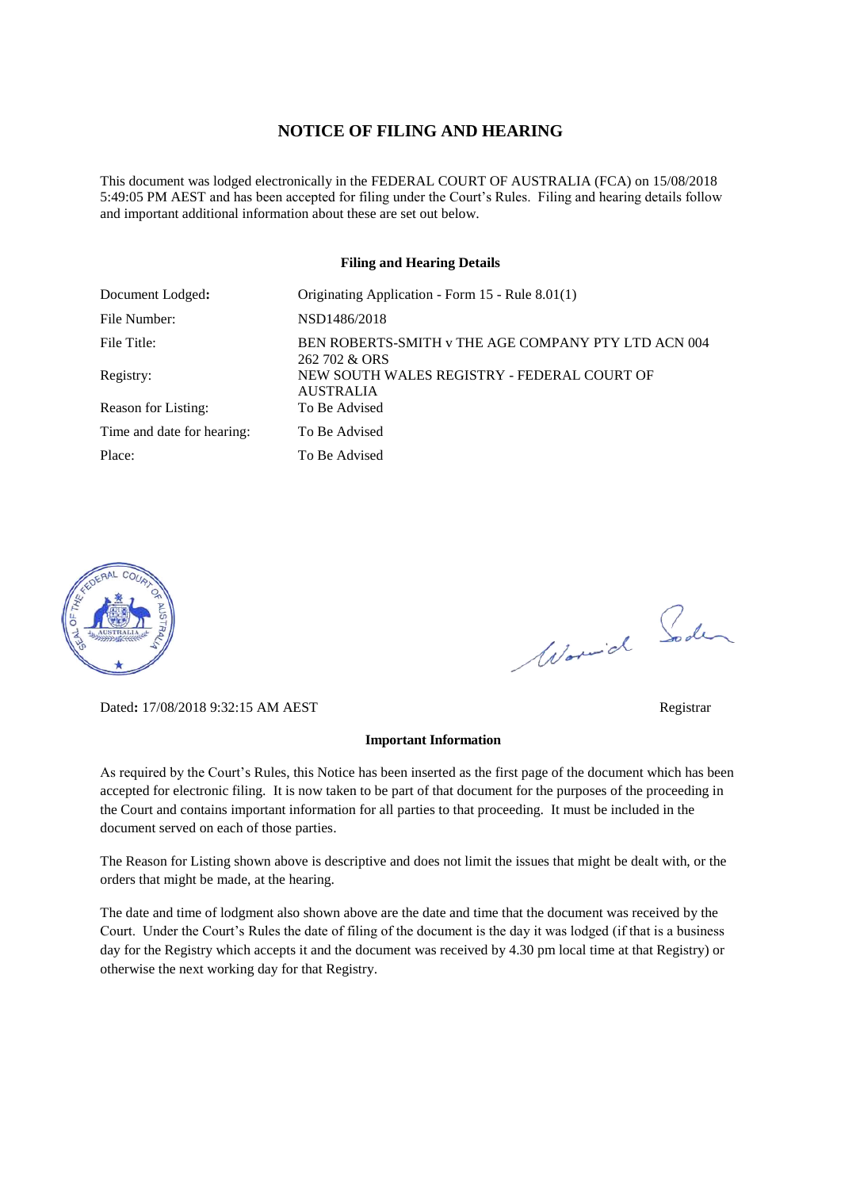# NOTICE OF FILING AND HEARING

This document was lodged electronically in the FEDERAL COURT OF AUSTRALIA (FCA) on 15/08/2018 5:49:05 PM AEST and has been accepted for filing under the Court's Rules. Filing and hearing details follow and important additional information about these are set out below.

**Filing and Hearing Details**

| | |
|---|---|
| Document Lodged**:** | Originating Application - Form 15 - Rule 8.01(1) |
| File Number: | NSD1486/2018 |
| File Title: | BEN ROBERTS-SMITH v THE AGE COMPANY PTY LTD ACN 004 262 702 & ORS |
| Registry: | NEW SOUTH WALES REGISTRY - FEDERAL COURT OF AUSTRALIA |
| Reason for Listing: | To Be Advised |
| Time and date for hearing: | To Be Advised |
| Place: | To Be Advised |

Dated**:** 17/08/2018 9:32:15 AM AEST

Registrar

**Important Information**

As required by the Court's Rules, this Notice has been inserted as the first page of the document which has been accepted for electronic filing. It is now taken to be part of that document for the purposes of the proceeding in the Court and contains important information for all parties to that proceeding. It must be included in the document served on each of those parties.

The Reason for Listing shown above is descriptive and does not limit the issues that might be dealt with, or the orders that might be made, at the hearing.

The date and time of lodgment also shown above are the date and time that the document was received by the Court. Under the Court's Rules the date of filing of the document is the day it was lodged (if that is a business day for the Registry which accepts it and the document was received by 4.30 pm local time at that Registry) or otherwise the next working day for that Registry.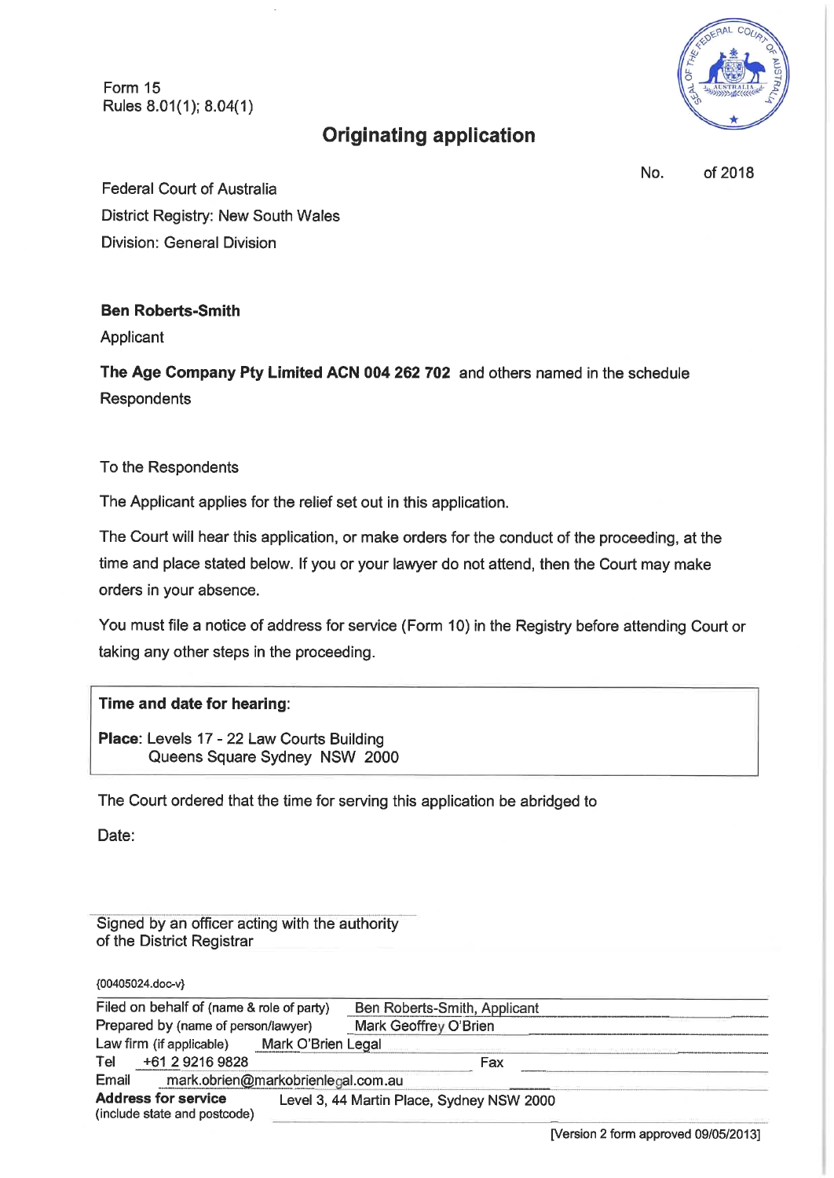Form 15
Rules 8.01(1); 8.04(1)

# Originating application

No. of 2018

Federal Court of Australia
District Registry: New South Wales
Division: General Division

**Ben Roberts-Smith**
Applicant

**The Age Company Pty Limited ACN 004 262 702** and others named in the schedule
Respondents

To the Respondents

The Applicant applies for the relief set out in this application.

The Court will hear this application, or make orders for the conduct of the proceeding, at the time and place stated below. If you or your lawyer do not attend, then the Court may make orders in your absence.

You must file a notice of address for service (Form 10) in the Registry before attending Court or taking any other steps in the proceeding.

**Time and date for hearing**:

**Place**: Levels 17 - 22 Law Courts Building
Queens Square Sydney NSW 2000

The Court ordered that the time for serving this application be abridged to

Date:

Signed by an officer acting with the authority
of the District Registrar

{00405024.doc-v}

| | |
|---|---|
| Filed on behalf of (name & role of party) | Ben Roberts-Smith, Applicant |
| Prepared by (name of person/lawyer) | Mark Geoffrey O'Brien |
| Law firm (if applicable) | Mark O'Brien Legal |
| Tel | +61 2 9216 9828 |
| Fax | |
| Email | mark.obrien@markobrienlegal.com.au |
| **Address for service** (include state and postcode) | Level 3, 44 Martin Place, Sydney NSW 2000 |

[Version 2 form approved 09/05/2013]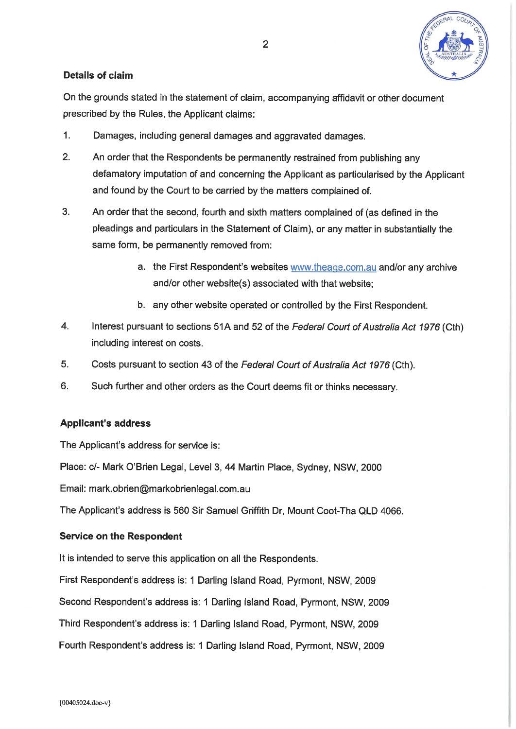### Details of claim

On the grounds stated in the statement of claim, accompanying affidavit or other document prescribed by the Rules, the Applicant claims:

1. Damages, including general damages and aggravated damages.

2. An order that the Respondents be permanently restrained from publishing any defamatory imputation of and concerning the Applicant as particularised by the Applicant and found by the Court to be carried by the matters complained of.

3. An order that the second, fourth and sixth matters complained of (as defined in the pleadings and particulars in the Statement of Claim), or any matter in substantially the same form, be permanently removed from:

    a. the First Respondent's websites www.theage.com.au and/or any archive and/or other website(s) associated with that website;

    b. any other website operated or controlled by the First Respondent.

4. Interest pursuant to sections 51A and 52 of the *Federal Court of Australia Act 1976* (Cth) including interest on costs.

5. Costs pursuant to section 43 of the *Federal Court of Australia Act 1976* (Cth).

6. Such further and other orders as the Court deems fit or thinks necessary.

### Applicant's address

The Applicant's address for service is:

Place: c/- Mark O'Brien Legal, Level 3, 44 Martin Place, Sydney, NSW, 2000

Email: mark.obrien@markobrienlegal.com.au

The Applicant's address is 560 Sir Samuel Griffith Dr, Mount Coot-Tha QLD 4066.

### Service on the Respondent

It is intended to serve this application on all the Respondents.

First Respondent's address is: 1 Darling Island Road, Pyrmont, NSW, 2009

Second Respondent's address is: 1 Darling Island Road, Pyrmont, NSW, 2009

Third Respondent's address is: 1 Darling Island Road, Pyrmont, NSW, 2009

Fourth Respondent's address is: 1 Darling Island Road, Pyrmont, NSW, 2009

{00405024.doc-v}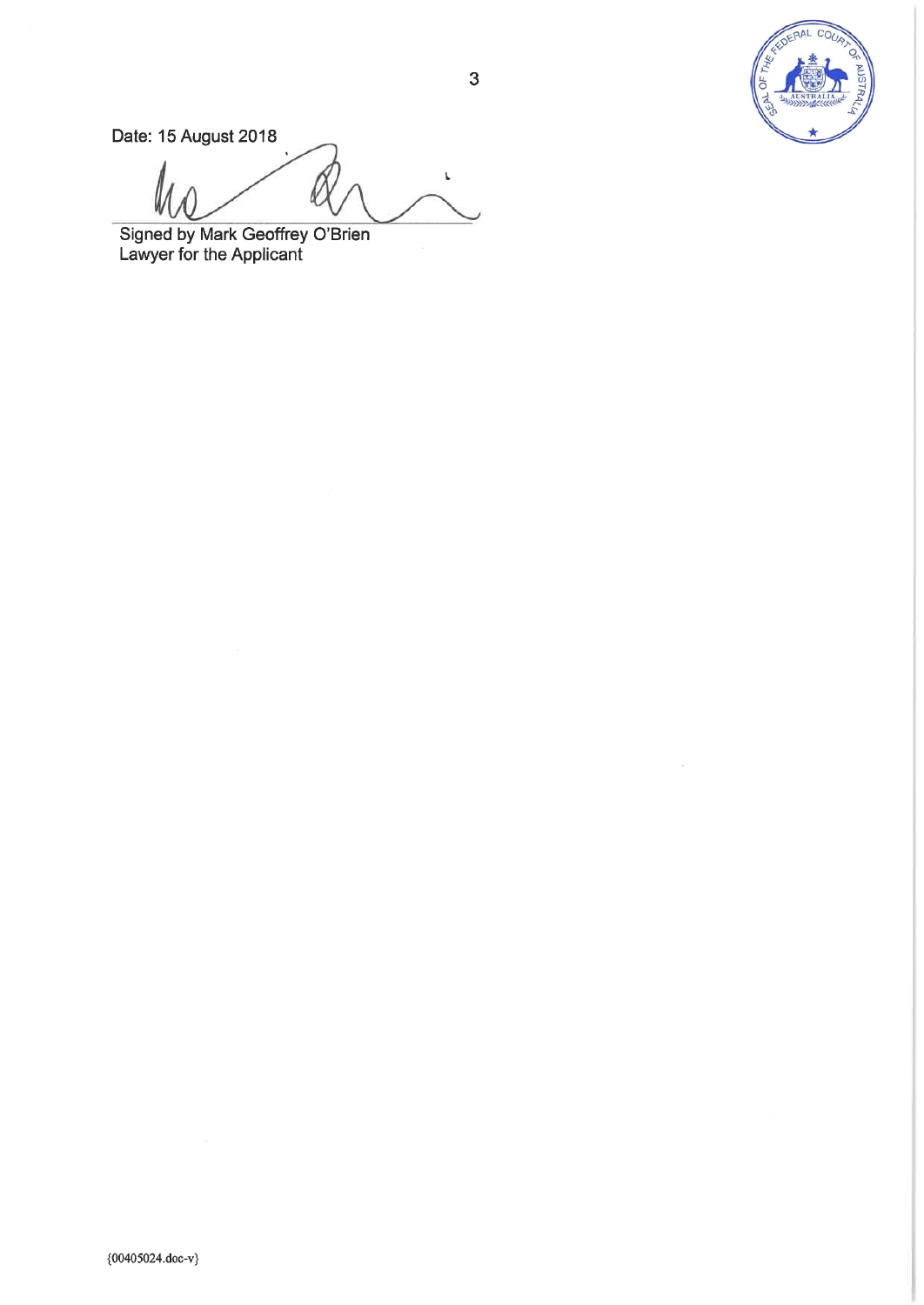Date: 15 August 2018

Signed by Mark Geoffrey O'Brien
Lawyer for the Applicant

{00405024.doc-v}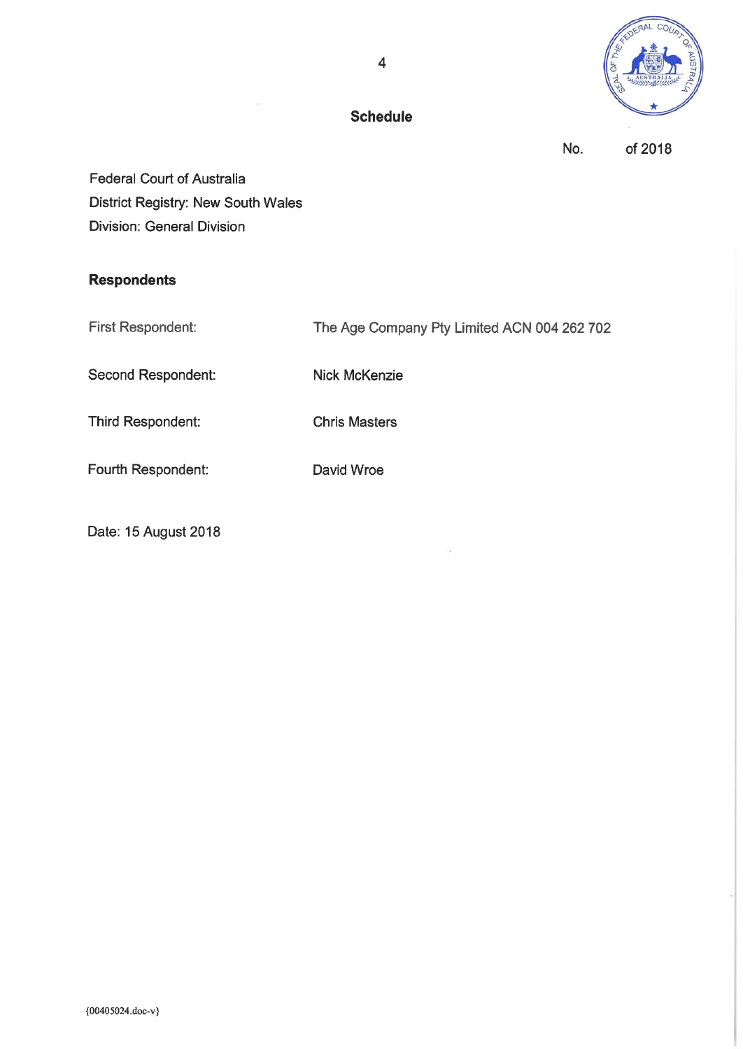## Schedule

No. of 2018

Federal Court of Australia
District Registry: New South Wales
Division: General Division

**Respondents**

| | |
|---|---|
| First Respondent: | The Age Company Pty Limited ACN 004 262 702 |
| Second Respondent: | Nick McKenzie |
| Third Respondent: | Chris Masters |
| Fourth Respondent: | David Wroe |

Date: 15 August 2018

{00405024.doc-v}